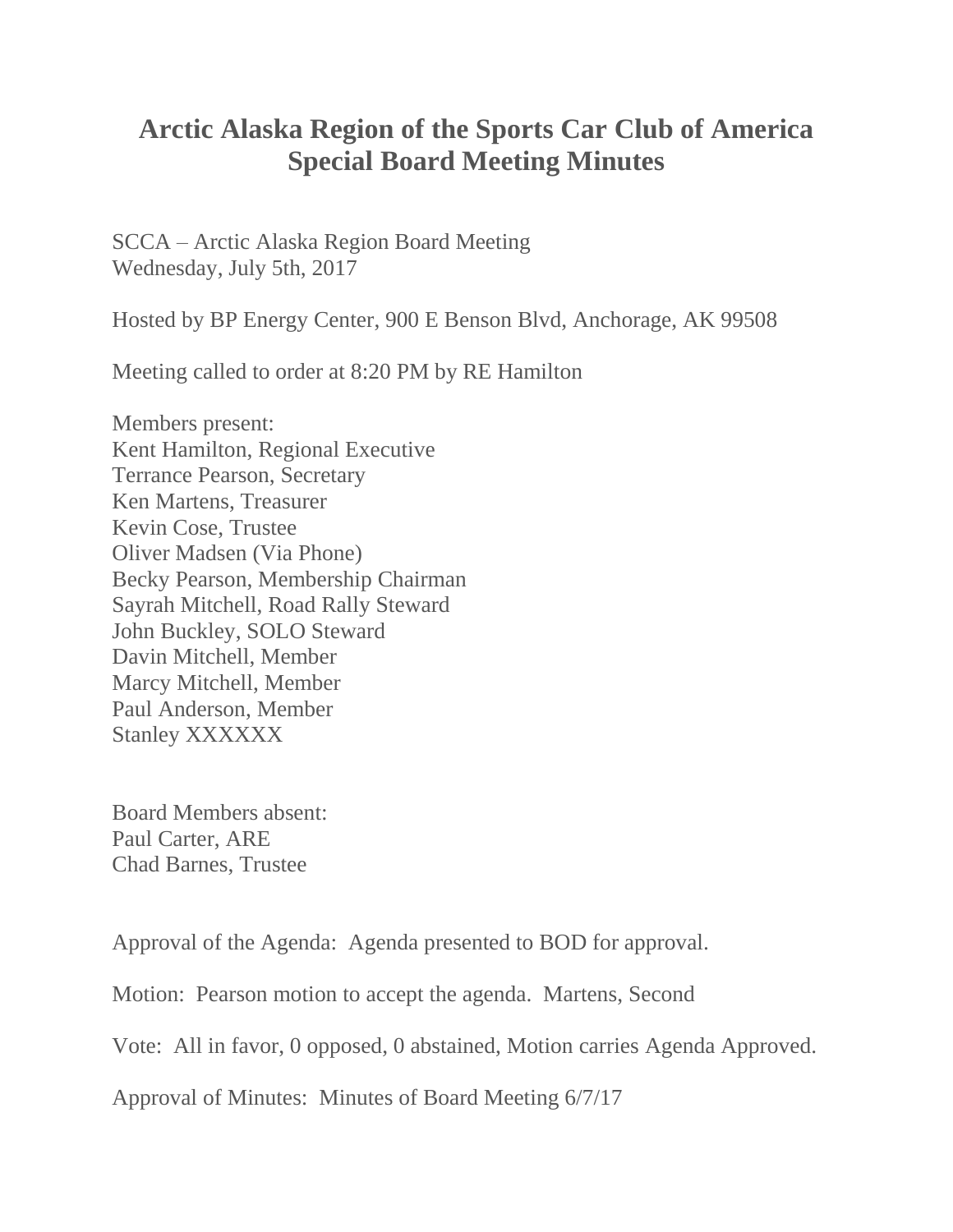# Arctic Alaska Region of the Sports Car Club of America Special Board Meeting Minutes

SCCA – Arctic Alaska Region Board Meeting
Wednesday, July 5th, 2017

Hosted by BP Energy Center, 900 E Benson Blvd, Anchorage, AK 99508

Meeting called to order at 8:20 PM by RE Hamilton

Members present:
Kent Hamilton, Regional Executive
Terrance Pearson, Secretary
Ken Martens, Treasurer
Kevin Cose, Trustee
Oliver Madsen (Via Phone)
Becky Pearson, Membership Chairman
Sayrah Mitchell, Road Rally Steward
John Buckley, SOLO Steward
Davin Mitchell, Member
Marcy Mitchell, Member
Paul Anderson, Member
Stanley XXXXXX

Board Members absent:
Paul Carter, ARE
Chad Barnes, Trustee

Approval of the Agenda: Agenda presented to BOD for approval.

Motion: Pearson motion to accept the agenda. Martens, Second

Vote: All in favor, 0 opposed, 0 abstained, Motion carries Agenda Approved.

Approval of Minutes: Minutes of Board Meeting 6/7/17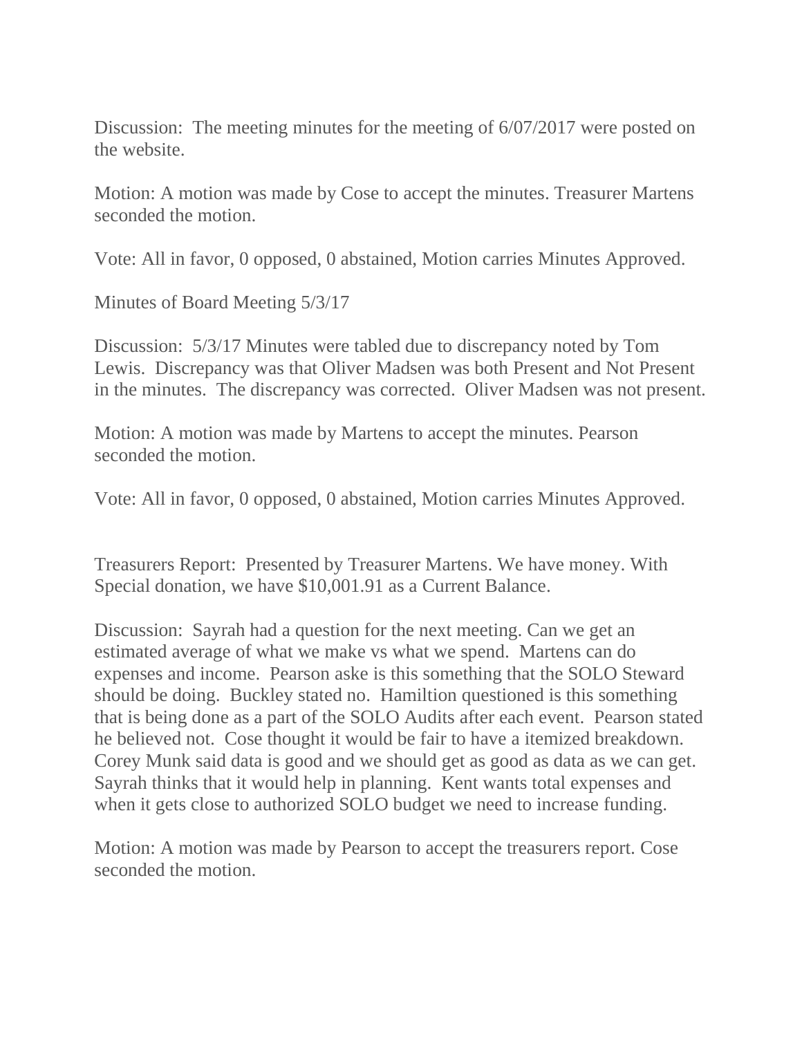Discussion: The meeting minutes for the meeting of 6/07/2017 were posted on the website.

Motion: A motion was made by Cose to accept the minutes. Treasurer Martens seconded the motion.

Vote: All in favor, 0 opposed, 0 abstained, Motion carries Minutes Approved.

Minutes of Board Meeting 5/3/17

Discussion: 5/3/17 Minutes were tabled due to discrepancy noted by Tom Lewis. Discrepancy was that Oliver Madsen was both Present and Not Present in the minutes. The discrepancy was corrected. Oliver Madsen was not present.

Motion: A motion was made by Martens to accept the minutes. Pearson seconded the motion.

Vote: All in favor, 0 opposed, 0 abstained, Motion carries Minutes Approved.

Treasurers Report: Presented by Treasurer Martens. We have money. With Special donation, we have $10,001.91 as a Current Balance.

Discussion: Sayrah had a question for the next meeting. Can we get an estimated average of what we make vs what we spend. Martens can do expenses and income. Pearson aske is this something that the SOLO Steward should be doing. Buckley stated no. Hamiltion questioned is this something that is being done as a part of the SOLO Audits after each event. Pearson stated he believed not. Cose thought it would be fair to have a itemized breakdown. Corey Munk said data is good and we should get as good as data as we can get. Sayrah thinks that it would help in planning. Kent wants total expenses and when it gets close to authorized SOLO budget we need to increase funding.

Motion: A motion was made by Pearson to accept the treasurers report. Cose seconded the motion.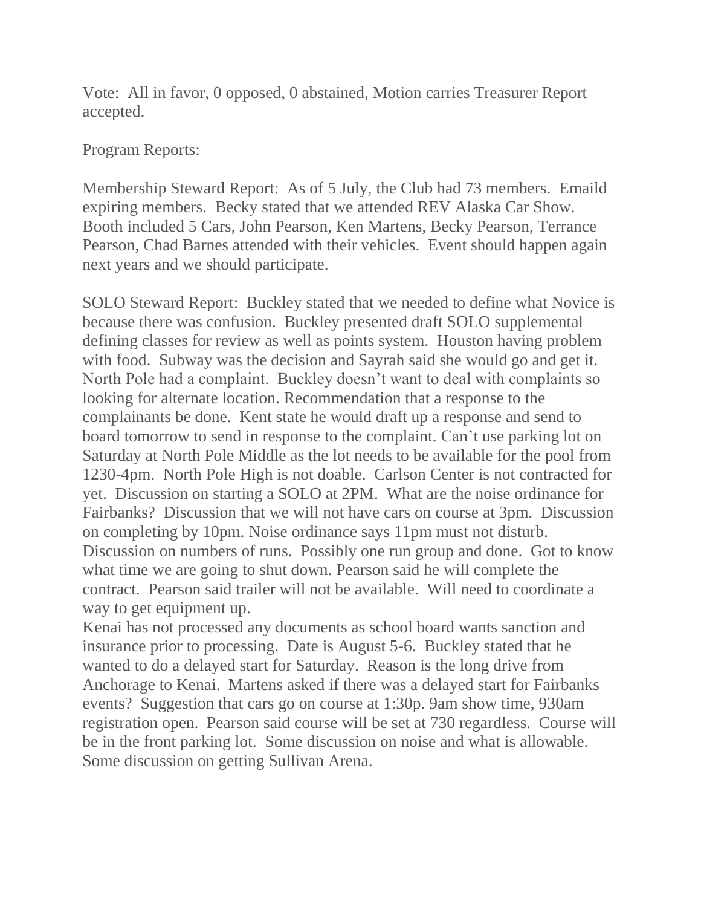Vote: All in favor, 0 opposed, 0 abstained, Motion carries Treasurer Report accepted.

Program Reports:

Membership Steward Report: As of 5 July, the Club had 73 members. Emaild expiring members. Becky stated that we attended REV Alaska Car Show. Booth included 5 Cars, John Pearson, Ken Martens, Becky Pearson, Terrance Pearson, Chad Barnes attended with their vehicles. Event should happen again next years and we should participate.

SOLO Steward Report: Buckley stated that we needed to define what Novice is because there was confusion. Buckley presented draft SOLO supplemental defining classes for review as well as points system. Houston having problem with food. Subway was the decision and Sayrah said she would go and get it. North Pole had a complaint. Buckley doesn't want to deal with complaints so looking for alternate location. Recommendation that a response to the complainants be done. Kent state he would draft up a response and send to board tomorrow to send in response to the complaint. Can't use parking lot on Saturday at North Pole Middle as the lot needs to be available for the pool from 1230-4pm. North Pole High is not doable. Carlson Center is not contracted for yet. Discussion on starting a SOLO at 2PM. What are the noise ordinance for Fairbanks? Discussion that we will not have cars on course at 3pm. Discussion on completing by 10pm. Noise ordinance says 11pm must not disturb. Discussion on numbers of runs. Possibly one run group and done. Got to know what time we are going to shut down. Pearson said he will complete the contract. Pearson said trailer will not be available. Will need to coordinate a way to get equipment up.
Kenai has not processed any documents as school board wants sanction and insurance prior to processing. Date is August 5-6. Buckley stated that he wanted to do a delayed start for Saturday. Reason is the long drive from Anchorage to Kenai. Martens asked if there was a delayed start for Fairbanks events? Suggestion that cars go on course at 1:30p. 9am show time, 930am registration open. Pearson said course will be set at 730 regardless. Course will be in the front parking lot. Some discussion on noise and what is allowable. Some discussion on getting Sullivan Arena.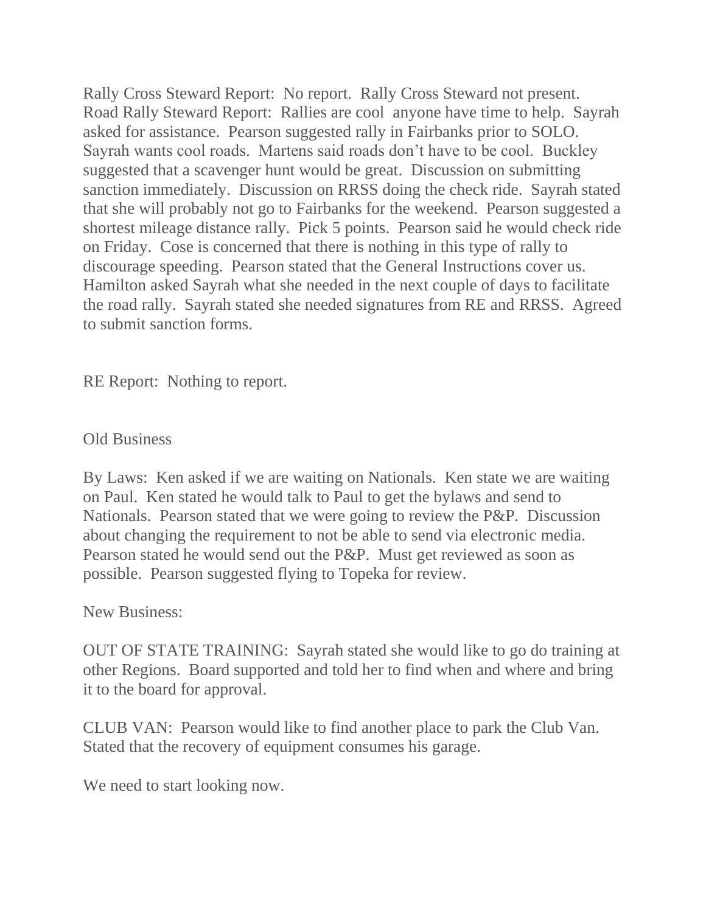Rally Cross Steward Report: No report. Rally Cross Steward not present.
Road Rally Steward Report: Rallies are cool anyone have time to help. Sayrah asked for assistance. Pearson suggested rally in Fairbanks prior to SOLO. Sayrah wants cool roads. Martens said roads don't have to be cool. Buckley suggested that a scavenger hunt would be great. Discussion on submitting sanction immediately. Discussion on RRSS doing the check ride. Sayrah stated that she will probably not go to Fairbanks for the weekend. Pearson suggested a shortest mileage distance rally. Pick 5 points. Pearson said he would check ride on Friday. Cose is concerned that there is nothing in this type of rally to discourage speeding. Pearson stated that the General Instructions cover us. Hamilton asked Sayrah what she needed in the next couple of days to facilitate the road rally. Sayrah stated she needed signatures from RE and RRSS. Agreed to submit sanction forms.

RE Report: Nothing to report.

Old Business

By Laws: Ken asked if we are waiting on Nationals. Ken state we are waiting on Paul. Ken stated he would talk to Paul to get the bylaws and send to Nationals. Pearson stated that we were going to review the P&P. Discussion about changing the requirement to not be able to send via electronic media. Pearson stated he would send out the P&P. Must get reviewed as soon as possible. Pearson suggested flying to Topeka for review.

New Business:

OUT OF STATE TRAINING: Sayrah stated she would like to go do training at other Regions. Board supported and told her to find when and where and bring it to the board for approval.

CLUB VAN: Pearson would like to find another place to park the Club Van. Stated that the recovery of equipment consumes his garage.

We need to start looking now.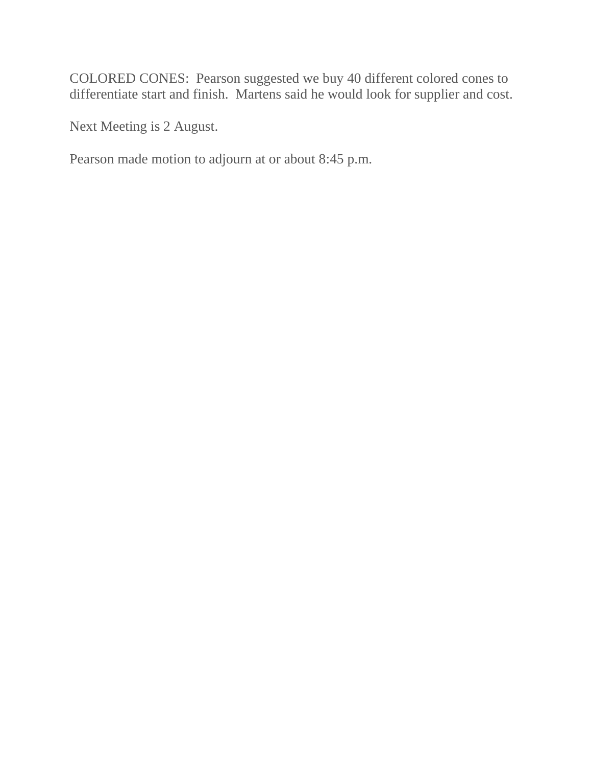COLORED CONES: Pearson suggested we buy 40 different colored cones to differentiate start and finish. Martens said he would look for supplier and cost.

Next Meeting is 2 August.

Pearson made motion to adjourn at or about 8:45 p.m.